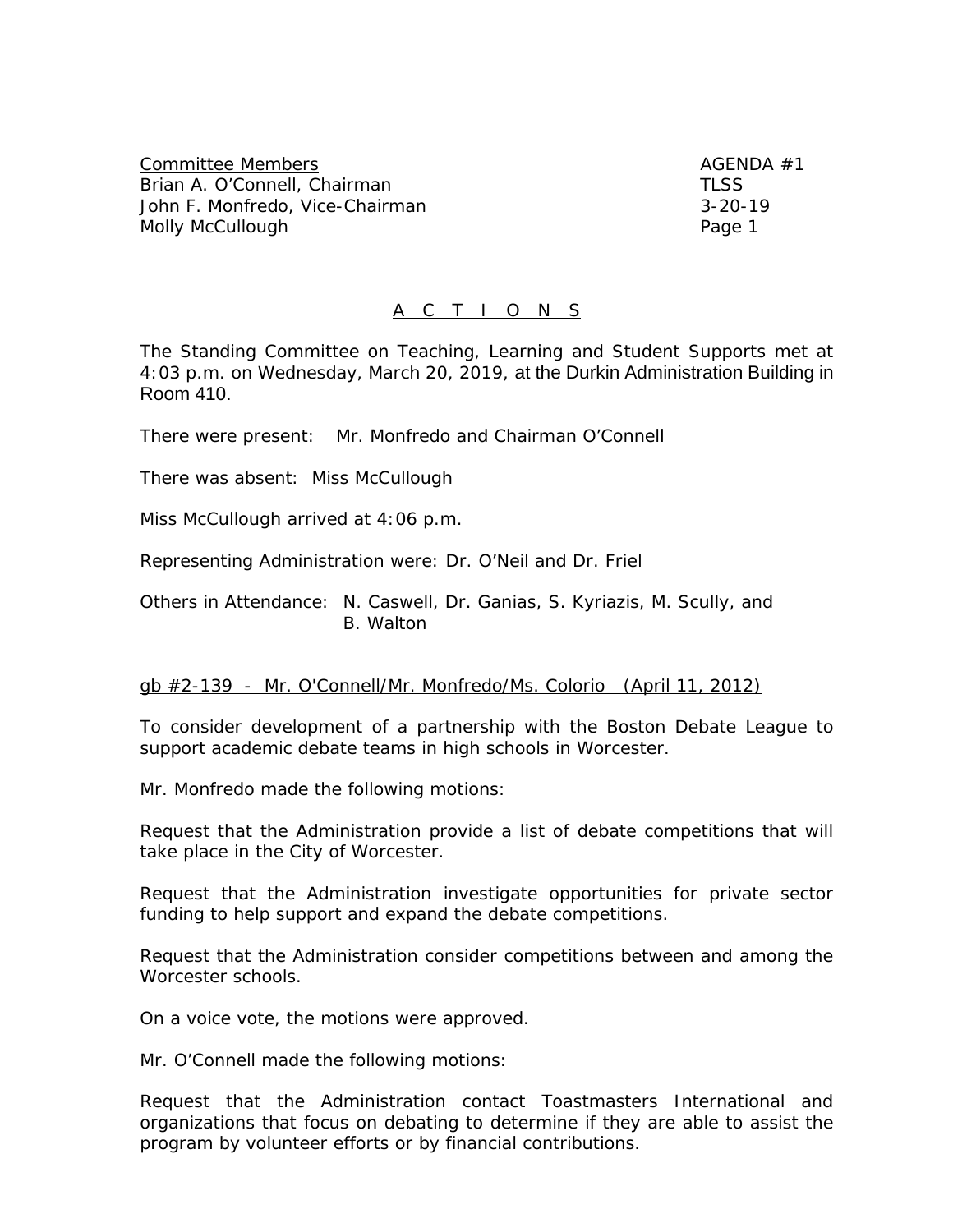Committee Members
Brian A. O'Connell, Chairman
John F. Monfredo, Vice-Chairman
Molly McCullough

AGENDA #1
TLSS
3-20-19

# A C T I O N S

The Standing Committee on Teaching, Learning and Student Supports met at 4:03 p.m. on Wednesday, March 20, 2019, at the Durkin Administration Building in Room 410.

There were present: Mr. Monfredo and Chairman O'Connell

There was absent: Miss McCullough

Miss McCullough arrived at 4:06 p.m.

Representing Administration were: Dr. O'Neil and Dr. Friel

Others in Attendance: N. Caswell, Dr. Ganias, S. Kyriazis, M. Scully, and B. Walton

gb #2-139 - Mr. O'Connell/Mr. Monfredo/Ms. Colorio (April 11, 2012)

To consider development of a partnership with the Boston Debate League to support academic debate teams in high schools in Worcester.

Mr. Monfredo made the following motions:

Request that the Administration provide a list of debate competitions that will take place in the City of Worcester.

Request that the Administration investigate opportunities for private sector funding to help support and expand the debate competitions.

Request that the Administration consider competitions between and among the Worcester schools.

On a voice vote, the motions were approved.

Mr. O'Connell made the following motions:

Request that the Administration contact Toastmasters International and organizations that focus on debating to determine if they are able to assist the program by volunteer efforts or by financial contributions.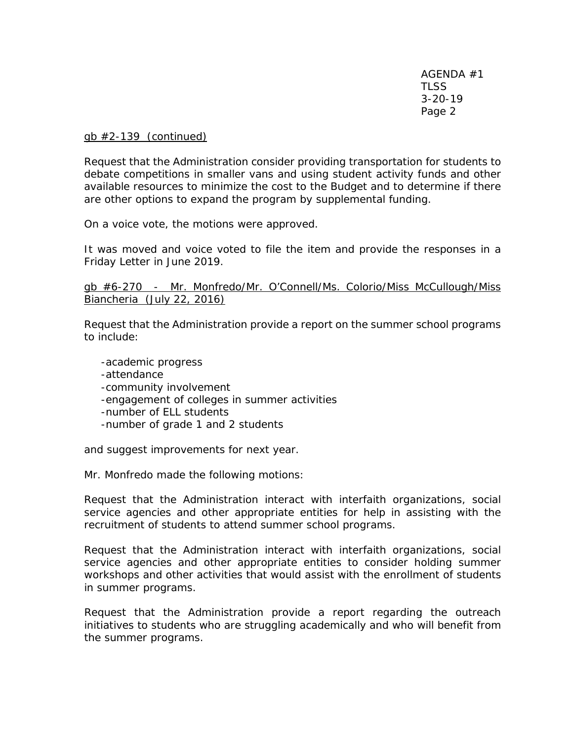gb #2-139 (continued)

Request that the Administration consider providing transportation for students to debate competitions in smaller vans and using student activity funds and other available resources to minimize the cost to the Budget and to determine if there are other options to expand the program by supplemental funding.

On a voice vote, the motions were approved.

It was moved and voice voted to file the item and provide the responses in a Friday Letter in June 2019.

gb #6-270 - Mr. Monfredo/Mr. O'Connell/Ms. Colorio/Miss McCullough/Miss Biancheria (July 22, 2016)

Request that the Administration provide a report on the summer school programs to include:

- academic progress
- attendance
- community involvement
- engagement of colleges in summer activities
- number of ELL students
- number of grade 1 and 2 students

and suggest improvements for next year.

Mr. Monfredo made the following motions:

Request that the Administration interact with interfaith organizations, social service agencies and other appropriate entities for help in assisting with the recruitment of students to attend summer school programs.

Request that the Administration interact with interfaith organizations, social service agencies and other appropriate entities to consider holding summer workshops and other activities that would assist with the enrollment of students in summer programs.

Request that the Administration provide a report regarding the outreach initiatives to students who are struggling academically and who will benefit from the summer programs.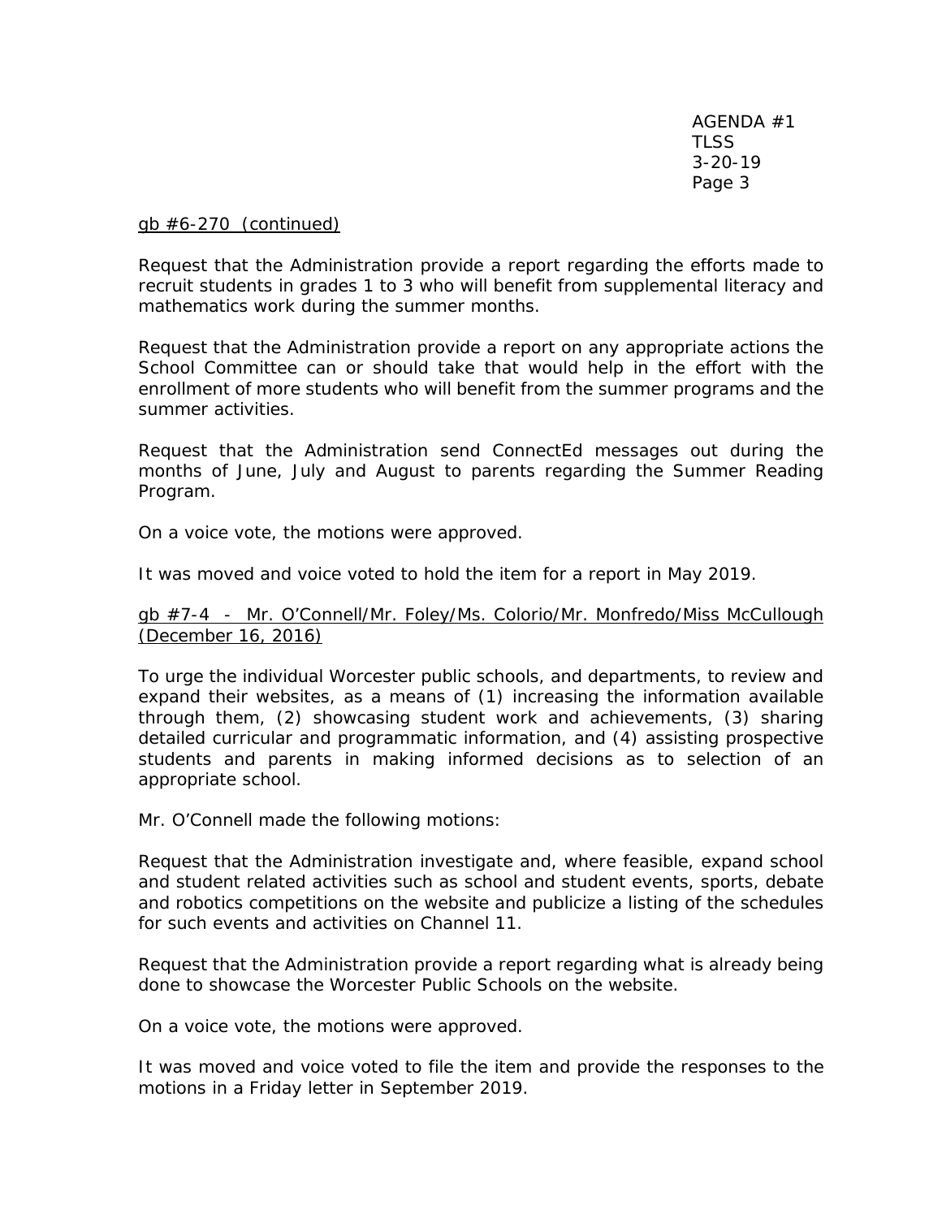gb #6-270 (continued)

Request that the Administration provide a report regarding the efforts made to recruit students in grades 1 to 3 who will benefit from supplemental literacy and mathematics work during the summer months.

Request that the Administration provide a report on any appropriate actions the School Committee can or should take that would help in the effort with the enrollment of more students who will benefit from the summer programs and the summer activities.

Request that the Administration send ConnectEd messages out during the months of June, July and August to parents regarding the Summer Reading Program.

On a voice vote, the motions were approved.

It was moved and voice voted to hold the item for a report in May 2019.

gb #7-4 - Mr. O'Connell/Mr. Foley/Ms. Colorio/Mr. Monfredo/Miss McCullough (December 16, 2016)

To urge the individual Worcester public schools, and departments, to review and expand their websites, as a means of (1) increasing the information available through them, (2) showcasing student work and achievements, (3) sharing detailed curricular and programmatic information, and (4) assisting prospective students and parents in making informed decisions as to selection of an appropriate school.

Mr. O'Connell made the following motions:

Request that the Administration investigate and, where feasible, expand school and student related activities such as school and student events, sports, debate and robotics competitions on the website and publicize a listing of the schedules for such events and activities on Channel 11.

Request that the Administration provide a report regarding what is already being done to showcase the Worcester Public Schools on the website.

On a voice vote, the motions were approved.

It was moved and voice voted to file the item and provide the responses to the motions in a Friday letter in September 2019.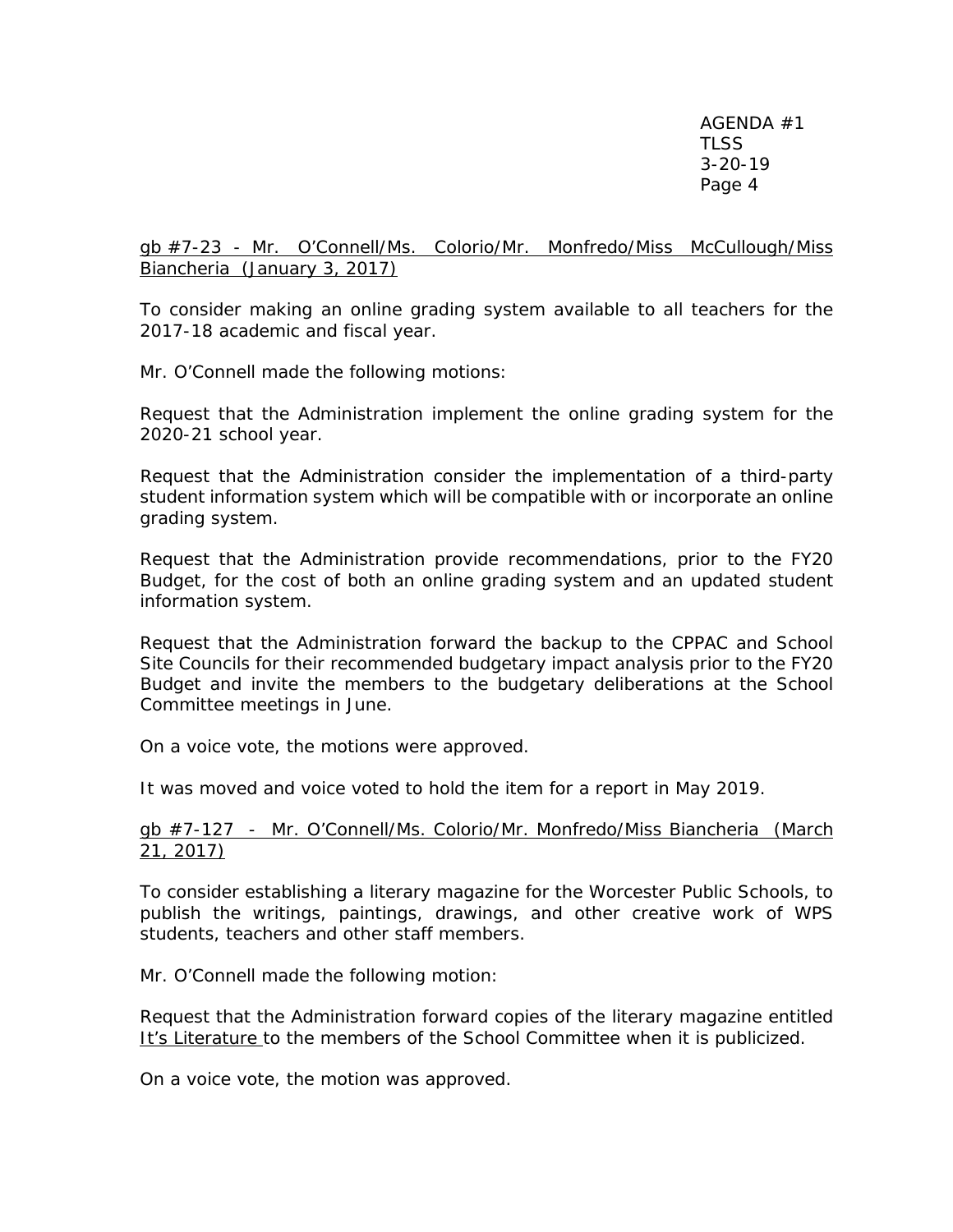gb #7-23 - Mr. O'Connell/Ms. Colorio/Mr. Monfredo/Miss McCullough/Miss Biancheria (January 3, 2017)

To consider making an online grading system available to all teachers for the 2017-18 academic and fiscal year.

Mr. O'Connell made the following motions:

Request that the Administration implement the online grading system for the 2020-21 school year.

Request that the Administration consider the implementation of a third-party student information system which will be compatible with or incorporate an online grading system.

Request that the Administration provide recommendations, prior to the FY20 Budget, for the cost of both an online grading system and an updated student information system.

Request that the Administration forward the backup to the CPPAC and School Site Councils for their recommended budgetary impact analysis prior to the FY20 Budget and invite the members to the budgetary deliberations at the School Committee meetings in June.

On a voice vote, the motions were approved.

It was moved and voice voted to hold the item for a report in May 2019.

gb #7-127 - Mr. O'Connell/Ms. Colorio/Mr. Monfredo/Miss Biancheria (March 21, 2017)

To consider establishing a literary magazine for the Worcester Public Schools, to publish the writings, paintings, drawings, and other creative work of WPS students, teachers and other staff members.

Mr. O'Connell made the following motion:

Request that the Administration forward copies of the literary magazine entitled It's Literature to the members of the School Committee when it is publicized.

On a voice vote, the motion was approved.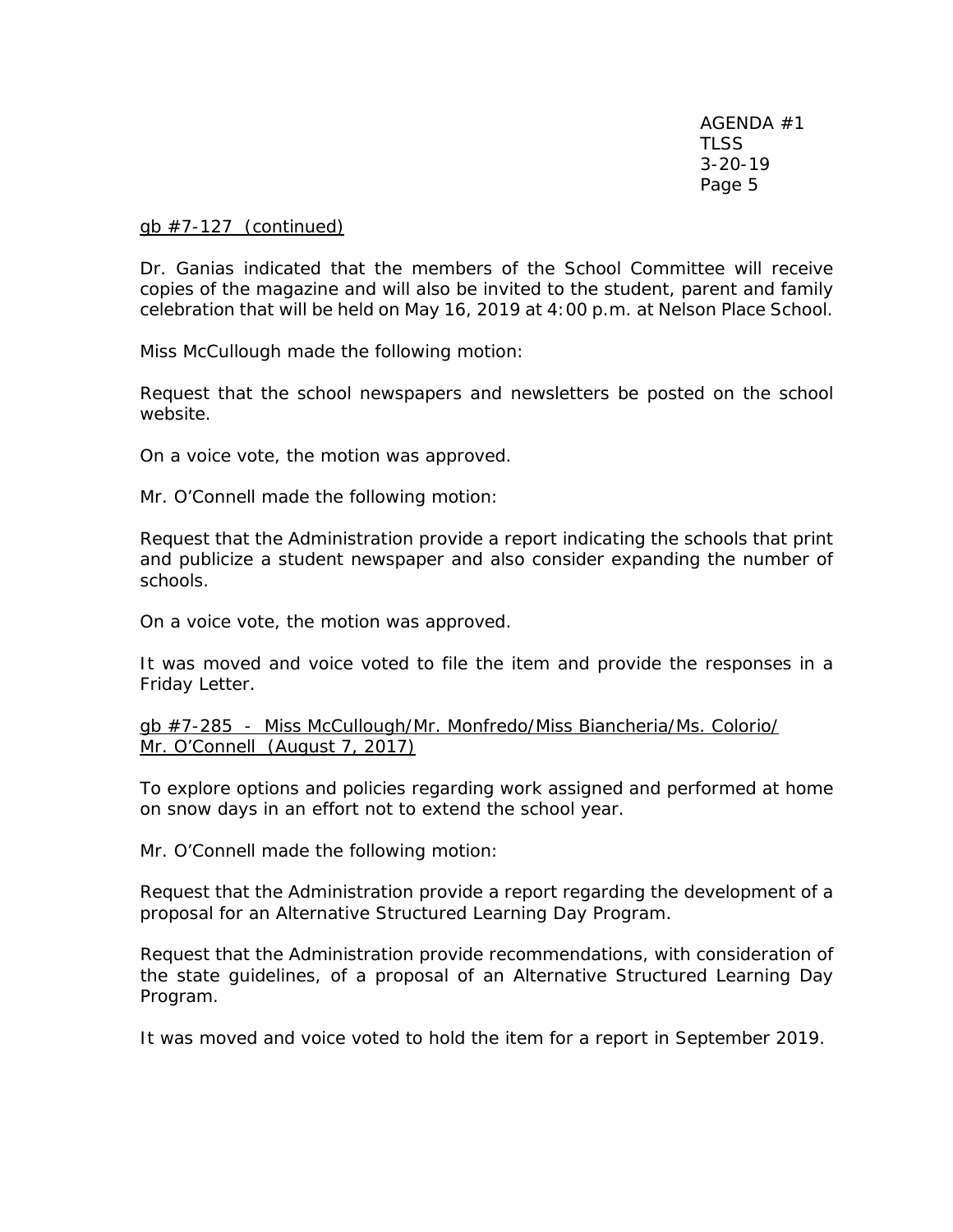gb #7-127 (continued)

Dr. Ganias indicated that the members of the School Committee will receive copies of the magazine and will also be invited to the student, parent and family celebration that will be held on May 16, 2019 at 4:00 p.m. at Nelson Place School.

Miss McCullough made the following motion:

Request that the school newspapers and newsletters be posted on the school website.

On a voice vote, the motion was approved.

Mr. O'Connell made the following motion:

Request that the Administration provide a report indicating the schools that print and publicize a student newspaper and also consider expanding the number of schools.

On a voice vote, the motion was approved.

It was moved and voice voted to file the item and provide the responses in a Friday Letter.

gb #7-285 - Miss McCullough/Mr. Monfredo/Miss Biancheria/Ms. Colorio/ Mr. O'Connell (August 7, 2017)

To explore options and policies regarding work assigned and performed at home on snow days in an effort not to extend the school year.

Mr. O'Connell made the following motion:

Request that the Administration provide a report regarding the development of a proposal for an Alternative Structured Learning Day Program.

Request that the Administration provide recommendations, with consideration of the state guidelines, of a proposal of an Alternative Structured Learning Day Program.

It was moved and voice voted to hold the item for a report in September 2019.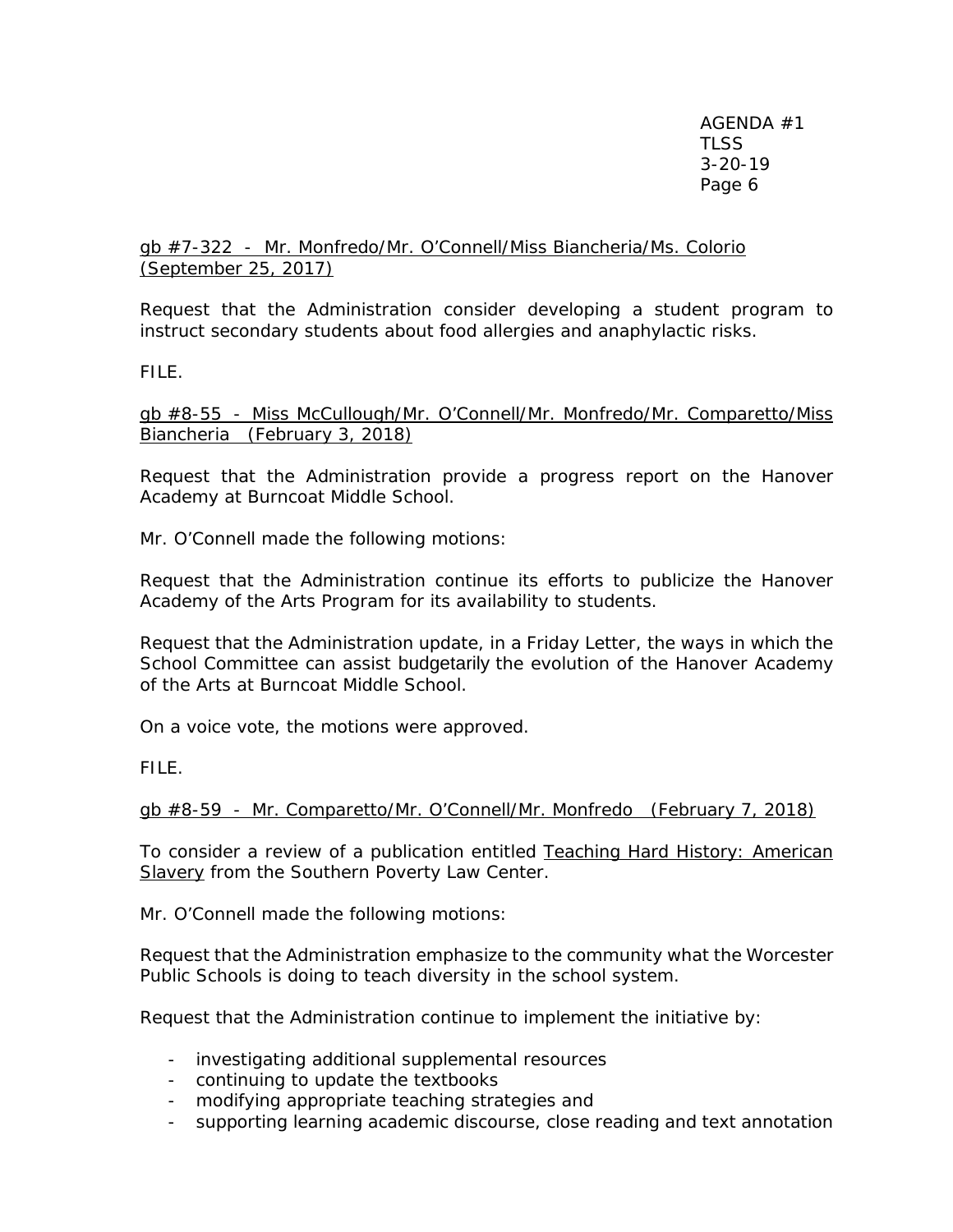gb #7-322 - Mr. Monfredo/Mr. O'Connell/Miss Biancheria/Ms. Colorio (September 25, 2017)

Request that the Administration consider developing a student program to instruct secondary students about food allergies and anaphylactic risks.

FILE.

gb #8-55 - Miss McCullough/Mr. O'Connell/Mr. Monfredo/Mr. Comparetto/Miss Biancheria (February 3, 2018)

Request that the Administration provide a progress report on the Hanover Academy at Burncoat Middle School.

Mr. O'Connell made the following motions:

Request that the Administration continue its efforts to publicize the Hanover Academy of the Arts Program for its availability to students.

Request that the Administration update, in a Friday Letter, the ways in which the School Committee can assist budgetarily the evolution of the Hanover Academy of the Arts at Burncoat Middle School.

On a voice vote, the motions were approved.

FILE.

gb #8-59 - Mr. Comparetto/Mr. O'Connell/Mr. Monfredo (February 7, 2018)

To consider a review of a publication entitled Teaching Hard History: American Slavery from the Southern Poverty Law Center.

Mr. O'Connell made the following motions:

Request that the Administration emphasize to the community what the Worcester Public Schools is doing to teach diversity in the school system.

Request that the Administration continue to implement the initiative by:

- investigating additional supplemental resources
- continuing to update the textbooks
- modifying appropriate teaching strategies and
- supporting learning academic discourse, close reading and text annotation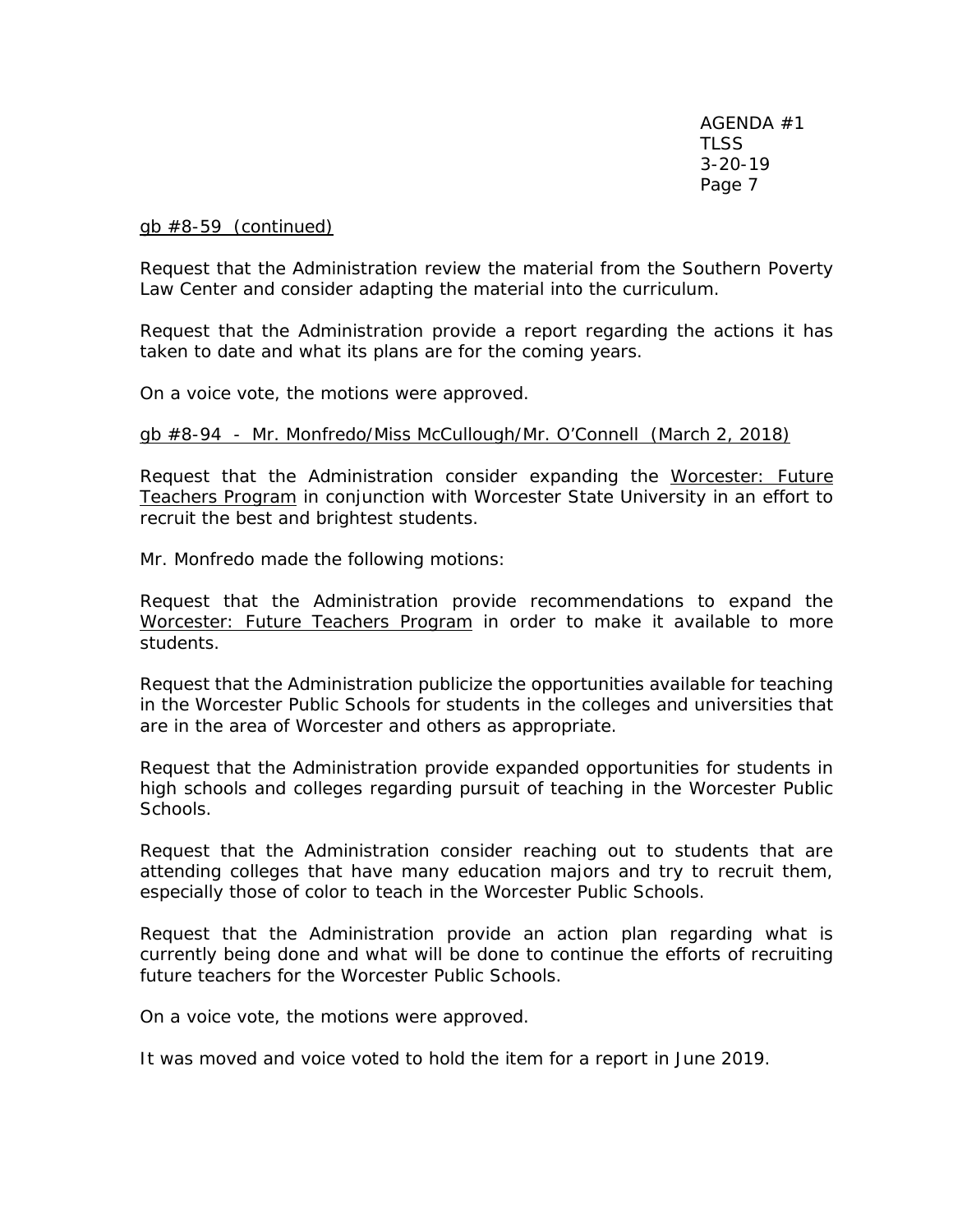gb #8-59 (continued)

Request that the Administration review the material from the Southern Poverty Law Center and consider adapting the material into the curriculum.

Request that the Administration provide a report regarding the actions it has taken to date and what its plans are for the coming years.

On a voice vote, the motions were approved.

gb #8-94 - Mr. Monfredo/Miss McCullough/Mr. O'Connell (March 2, 2018)

Request that the Administration consider expanding the Worcester: Future Teachers Program in conjunction with Worcester State University in an effort to recruit the best and brightest students.

Mr. Monfredo made the following motions:

Request that the Administration provide recommendations to expand the Worcester: Future Teachers Program in order to make it available to more students.

Request that the Administration publicize the opportunities available for teaching in the Worcester Public Schools for students in the colleges and universities that are in the area of Worcester and others as appropriate.

Request that the Administration provide expanded opportunities for students in high schools and colleges regarding pursuit of teaching in the Worcester Public Schools.

Request that the Administration consider reaching out to students that are attending colleges that have many education majors and try to recruit them, especially those of color to teach in the Worcester Public Schools.

Request that the Administration provide an action plan regarding what is currently being done and what will be done to continue the efforts of recruiting future teachers for the Worcester Public Schools.

On a voice vote, the motions were approved.

It was moved and voice voted to hold the item for a report in June 2019.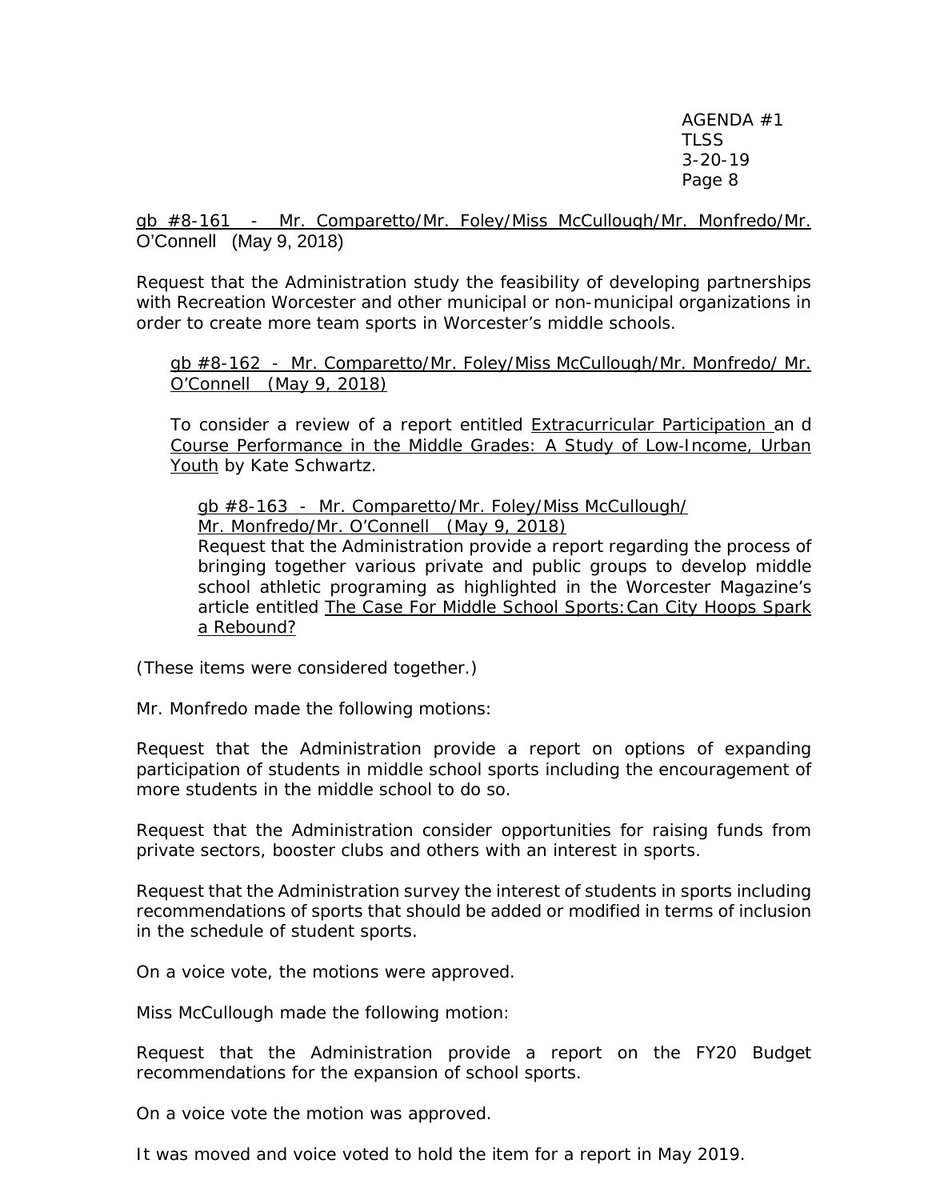gb #8-161 - Mr. Comparetto/Mr. Foley/Miss McCullough/Mr. Monfredo/Mr. O'Connell (May 9, 2018)

Request that the Administration study the feasibility of developing partnerships with Recreation Worcester and other municipal or non-municipal organizations in order to create more team sports in Worcester's middle schools.

gb #8-162 - Mr. Comparetto/Mr. Foley/Miss McCullough/Mr. Monfredo/ Mr. O'Connell (May 9, 2018)

To consider a review of a report entitled Extracurricular Participation an d Course Performance in the Middle Grades: A Study of Low-Income, Urban Youth by Kate Schwartz.

gb #8-163 - Mr. Comparetto/Mr. Foley/Miss McCullough/ Mr. Monfredo/Mr. O'Connell (May 9, 2018)

Request that the Administration provide a report regarding the process of bringing together various private and public groups to develop middle school athletic programing as highlighted in the Worcester Magazine's article entitled The Case For Middle School Sports:Can City Hoops Spark a Rebound?

(These items were considered together.)

Mr. Monfredo made the following motions:

Request that the Administration provide a report on options of expanding participation of students in middle school sports including the encouragement of more students in the middle school to do so.

Request that the Administration consider opportunities for raising funds from private sectors, booster clubs and others with an interest in sports.

Request that the Administration survey the interest of students in sports including recommendations of sports that should be added or modified in terms of inclusion in the schedule of student sports.

On a voice vote, the motions were approved.

Miss McCullough made the following motion:

Request that the Administration provide a report on the FY20 Budget recommendations for the expansion of school sports.

On a voice vote the motion was approved.

It was moved and voice voted to hold the item for a report in May 2019.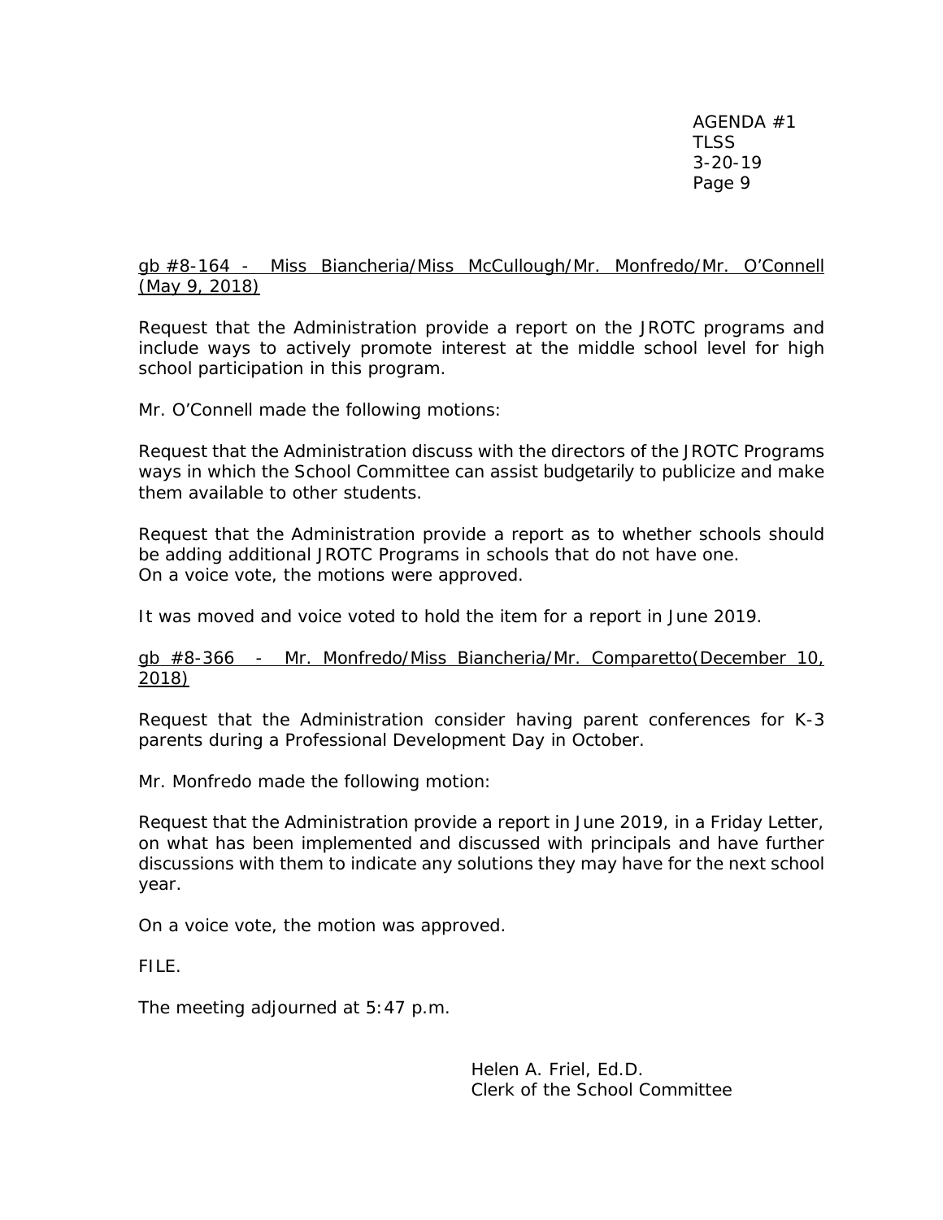AGENDA #1
TLSS
3-20-19

gb #8-164 - Miss Biancheria/Miss McCullough/Mr. Monfredo/Mr. O'Connell (May 9, 2018)

Request that the Administration provide a report on the JROTC programs and include ways to actively promote interest at the middle school level for high school participation in this program.

Mr. O'Connell made the following motions:

Request that the Administration discuss with the directors of the JROTC Programs ways in which the School Committee can assist budgetarily to publicize and make them available to other students.

Request that the Administration provide a report as to whether schools should be adding additional JROTC Programs in schools that do not have one.
On a voice vote, the motions were approved.

It was moved and voice voted to hold the item for a report in June 2019.

gb #8-366 - Mr. Monfredo/Miss Biancheria/Mr. Comparetto(December 10, 2018)

Request that the Administration consider having parent conferences for K-3 parents during a Professional Development Day in October.

Mr. Monfredo made the following motion:

Request that the Administration provide a report in June 2019, in a Friday Letter, on what has been implemented and discussed with principals and have further discussions with them to indicate any solutions they may have for the next school year.

On a voice vote, the motion was approved.

FILE.

The meeting adjourned at 5:47 p.m.

Helen A. Friel, Ed.D.
Clerk of the School Committee